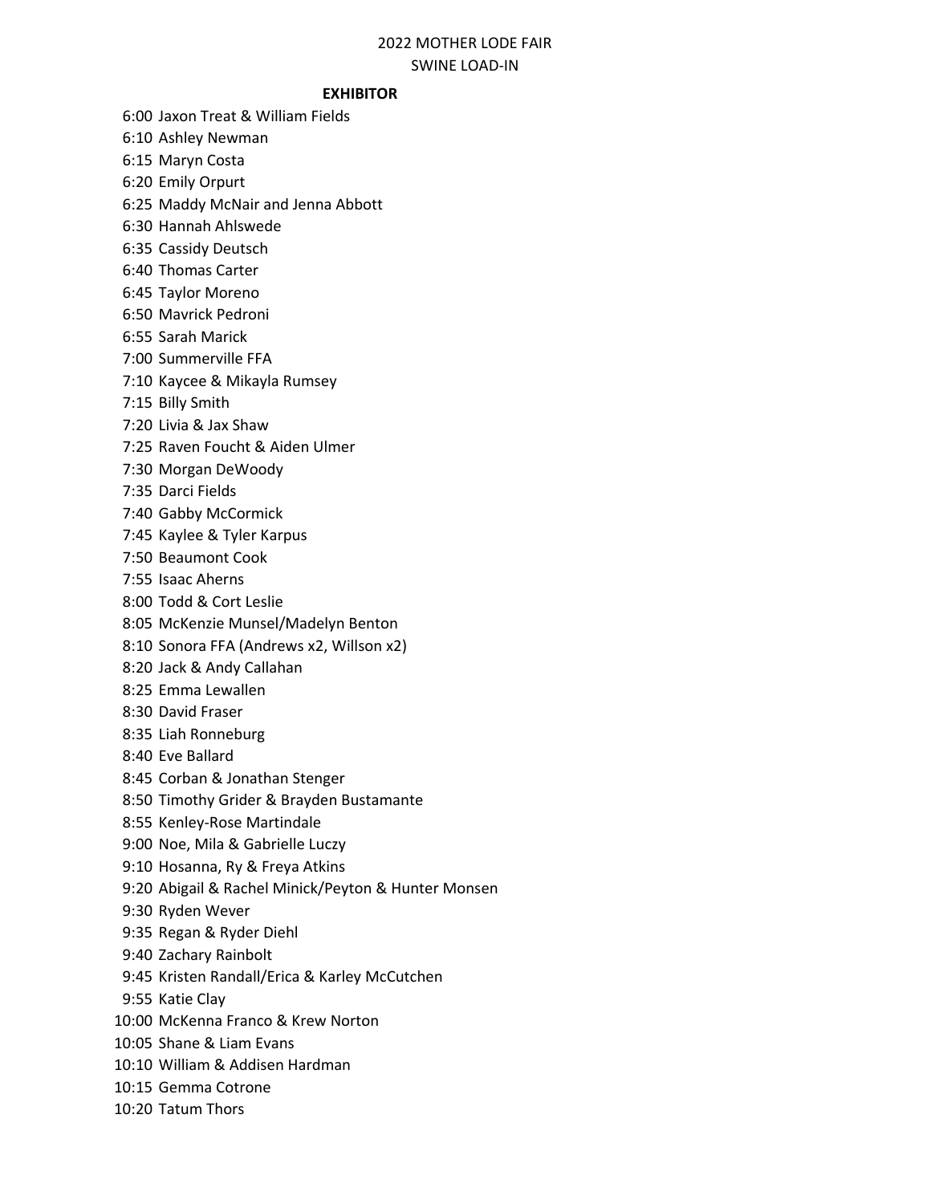# 2022 MOTHER LODE FAIR

## SWINE LOAD-IN

| | **EXHIBITOR** |
|---|---|
| 6:00 | Jaxon Treat & William Fields |
| 6:10 | Ashley Newman |
| 6:15 | Maryn Costa |
| 6:20 | Emily Orpurt |
| 6:25 | Maddy McNair and Jenna Abbott |
| 6:30 | Hannah Ahlswede |
| 6:35 | Cassidy Deutsch |
| 6:40 | Thomas Carter |
| 6:45 | Taylor Moreno |
| 6:50 | Mavrick Pedroni |
| 6:55 | Sarah Marick |
| 7:00 | Summerville FFA |
| 7:10 | Kaycee & Mikayla Rumsey |
| 7:15 | Billy Smith |
| 7:20 | Livia & Jax Shaw |
| 7:25 | Raven Foucht & Aiden Ulmer |
| 7:30 | Morgan DeWoody |
| 7:35 | Darci Fields |
| 7:40 | Gabby McCormick |
| 7:45 | Kaylee & Tyler Karpus |
| 7:50 | Beaumont Cook |
| 7:55 | Isaac Aherns |
| 8:00 | Todd & Cort Leslie |
| 8:05 | McKenzie Munsel/Madelyn Benton |
| 8:10 | Sonora FFA (Andrews x2, Willson x2) |
| 8:20 | Jack & Andy Callahan |
| 8:25 | Emma Lewallen |
| 8:30 | David Fraser |
| 8:35 | Liah Ronneburg |
| 8:40 | Eve Ballard |
| 8:45 | Corban & Jonathan Stenger |
| 8:50 | Timothy Grider & Brayden Bustamante |
| 8:55 | Kenley-Rose Martindale |
| 9:00 | Noe, Mila & Gabrielle Luczy |
| 9:10 | Hosanna, Ry & Freya Atkins |
| 9:20 | Abigail & Rachel Minick/Peyton & Hunter Monsen |
| 9:30 | Ryden Wever |
| 9:35 | Regan & Ryder Diehl |
| 9:40 | Zachary Rainbolt |
| 9:45 | Kristen Randall/Erica & Karley McCutchen |
| 9:55 | Katie Clay |
| 10:00 | McKenna Franco & Krew Norton |
| 10:05 | Shane & Liam Evans |
| 10:10 | William & Addisen Hardman |
| 10:15 | Gemma Cotrone |
| 10:20 | Tatum Thors |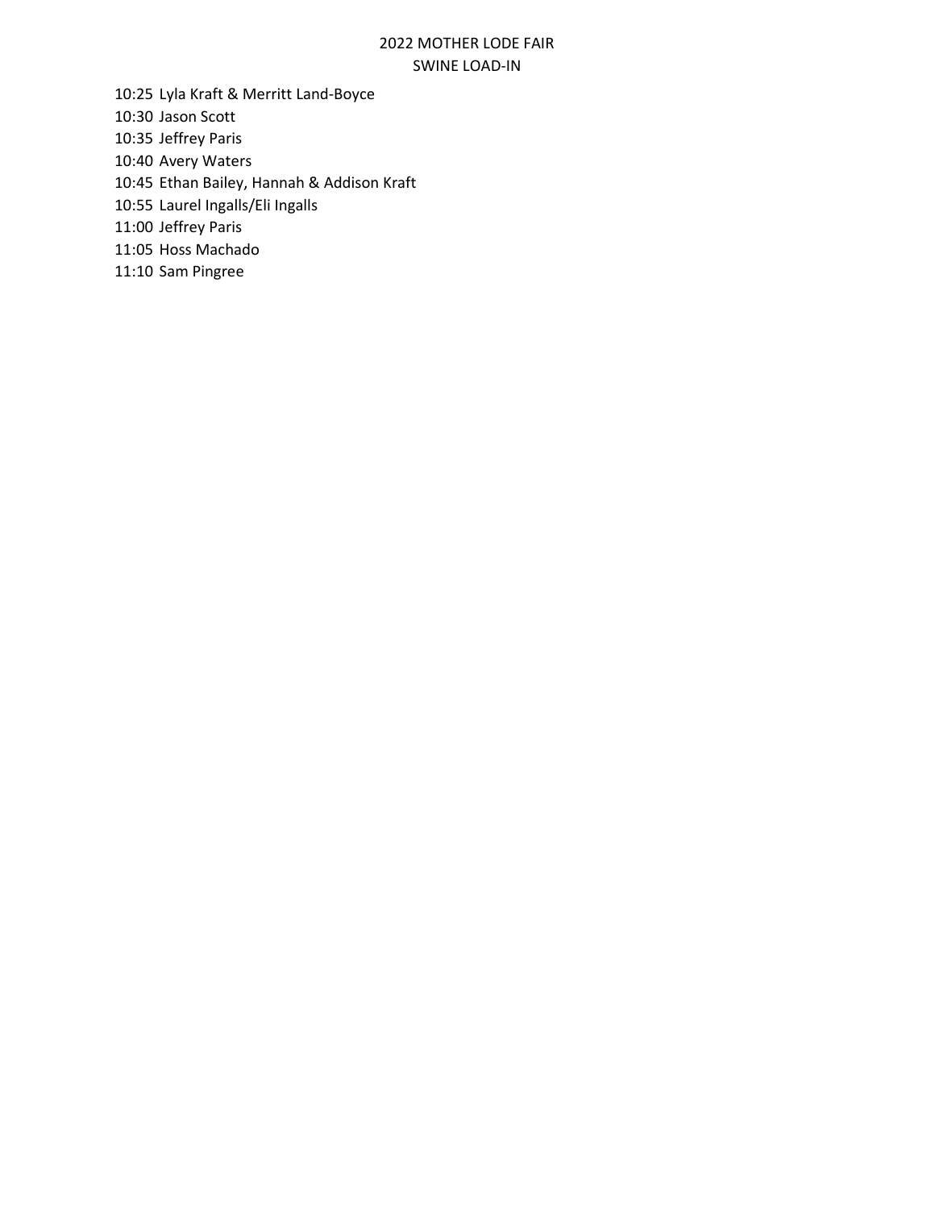# 2022 MOTHER LODE FAIR
## SWINE LOAD-IN

10:25 Lyla Kraft & Merritt Land-Boyce
10:30 Jason Scott
10:35 Jeffrey Paris
10:40 Avery Waters
10:45 Ethan Bailey, Hannah & Addison Kraft
10:55 Laurel Ingalls/Eli Ingalls
11:00 Jeffrey Paris
11:05 Hoss Machado
11:10 Sam Pingree